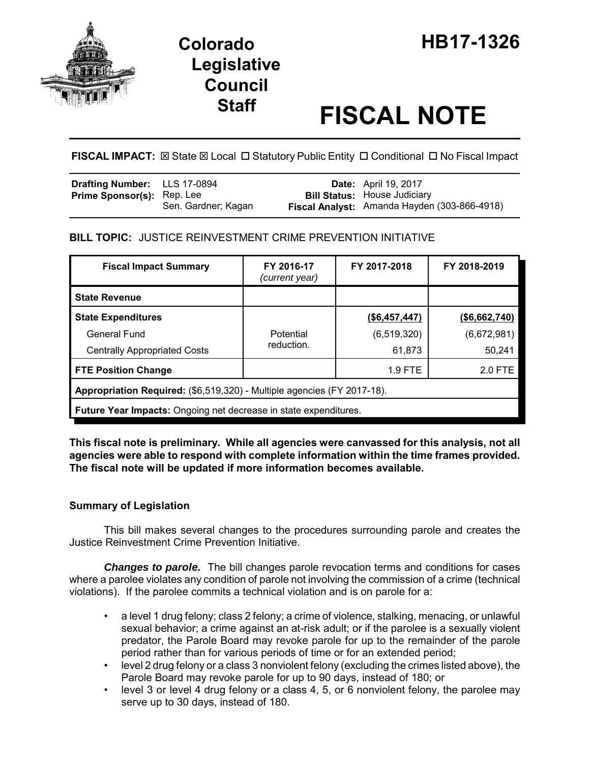# Colorado Legislative Council Staff

# HB17-1326

# FISCAL NOTE

**FISCAL IMPACT:** ☒ State ☒ Local ☐ Statutory Public Entity ☐ Conditional ☐ No Fiscal Impact

| | | | |
|---|---|---|---|
| **Drafting Number:** | LLS 17-0894 | **Date:** | April 19, 2017 |
| **Prime Sponsor(s):** | Rep. Lee<br>Sen. Gardner; Kagan | **Bill Status:** | House Judiciary |
| | | **Fiscal Analyst:** | Amanda Hayden (303-866-4918) |

**BILL TOPIC:** JUSTICE REINVESTMENT CRIME PREVENTION INITIATIVE

| Fiscal Impact Summary | FY 2016-17 *(current year)* | FY 2017-2018 | FY 2018-2019 |
|---|---|---|---|
| **State Revenue** | | | |
| **State Expenditures** | | **($6,457,447)** | **($6,662,740)** |
| General Fund | Potential reduction. | (6,519,320) | (6,672,981) |
| Centrally Appropriated Costs | | 61,873 | 50,241 |
| **FTE Position Change** | | 1.9 FTE | 2.0 FTE |
| **Appropriation Required:** ($6,519,320) - Multiple agencies (FY 2017-18). | | | |
| **Future Year Impacts:** Ongoing net decrease in state expenditures. | | | |

**This fiscal note is preliminary. While all agencies were canvassed for this analysis, not all agencies were able to respond with complete information within the time frames provided. The fiscal note will be updated if more information becomes available.**

### Summary of Legislation

This bill makes several changes to the procedures surrounding parole and creates the Justice Reinvestment Crime Prevention Initiative.

***Changes to parole.*** The bill changes parole revocation terms and conditions for cases where a parolee violates any condition of parole not involving the commission of a crime (technical violations). If the parolee commits a technical violation and is on parole for a:

- a level 1 drug felony; class 2 felony; a crime of violence, stalking, menacing, or unlawful sexual behavior; a crime against an at-risk adult; or if the parolee is a sexually violent predator, the Parole Board may revoke parole for up to the remainder of the parole period rather than for various periods of time or for an extended period;
- level 2 drug felony or a class 3 nonviolent felony (excluding the crimes listed above), the Parole Board may revoke parole for up to 90 days, instead of 180; or
- level 3 or level 4 drug felony or a class 4, 5, or 6 nonviolent felony, the parolee may serve up to 30 days, instead of 180.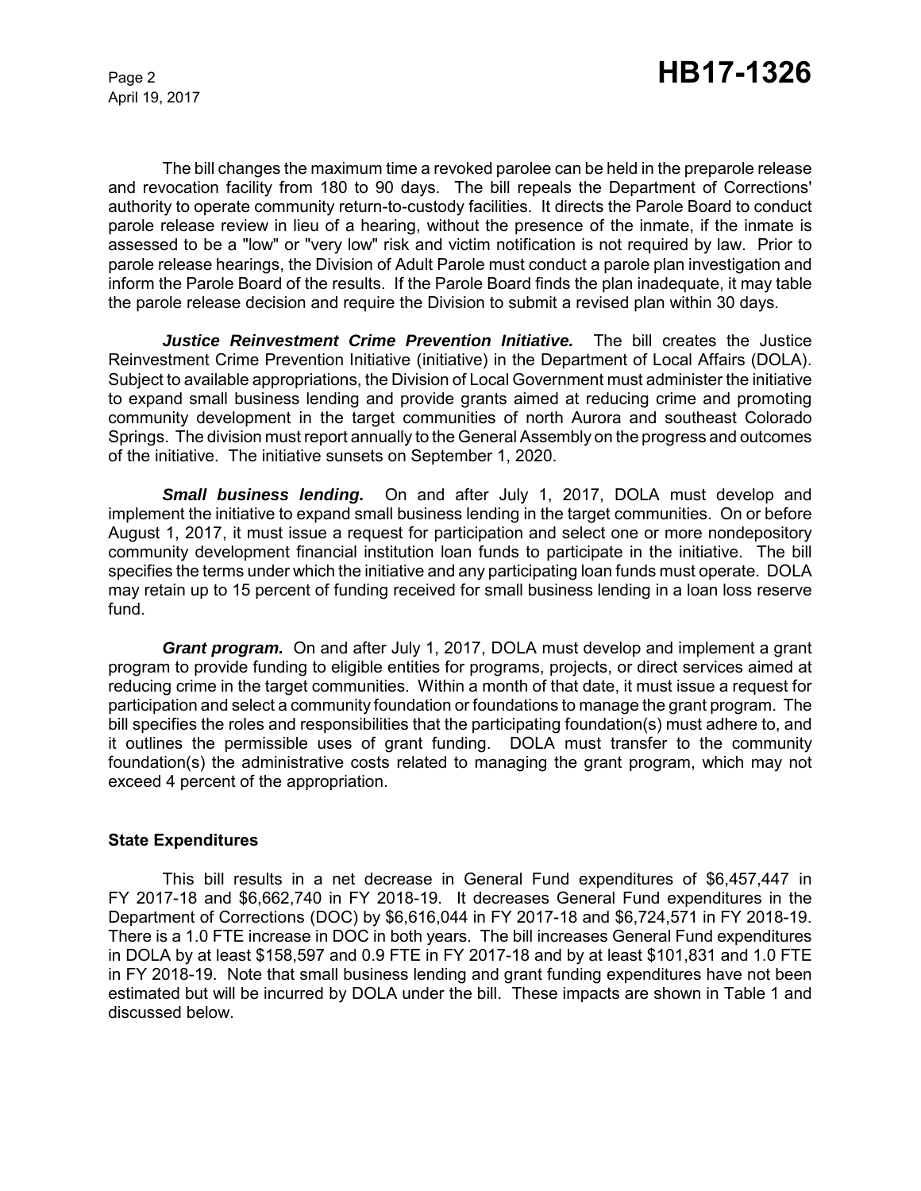The bill changes the maximum time a revoked parolee can be held in the preparole release and revocation facility from 180 to 90 days. The bill repeals the Department of Corrections' authority to operate community return-to-custody facilities. It directs the Parole Board to conduct parole release review in lieu of a hearing, without the presence of the inmate, if the inmate is assessed to be a "low" or "very low" risk and victim notification is not required by law. Prior to parole release hearings, the Division of Adult Parole must conduct a parole plan investigation and inform the Parole Board of the results. If the Parole Board finds the plan inadequate, it may table the parole release decision and require the Division to submit a revised plan within 30 days.

***Justice Reinvestment Crime Prevention Initiative.*** The bill creates the Justice Reinvestment Crime Prevention Initiative (initiative) in the Department of Local Affairs (DOLA). Subject to available appropriations, the Division of Local Government must administer the initiative to expand small business lending and provide grants aimed at reducing crime and promoting community development in the target communities of north Aurora and southeast Colorado Springs. The division must report annually to the General Assembly on the progress and outcomes of the initiative. The initiative sunsets on September 1, 2020.

***Small business lending.*** On and after July 1, 2017, DOLA must develop and implement the initiative to expand small business lending in the target communities. On or before August 1, 2017, it must issue a request for participation and select one or more nondepository community development financial institution loan funds to participate in the initiative. The bill specifies the terms under which the initiative and any participating loan funds must operate. DOLA may retain up to 15 percent of funding received for small business lending in a loan loss reserve fund.

***Grant program.*** On and after July 1, 2017, DOLA must develop and implement a grant program to provide funding to eligible entities for programs, projects, or direct services aimed at reducing crime in the target communities. Within a month of that date, it must issue a request for participation and select a community foundation or foundations to manage the grant program. The bill specifies the roles and responsibilities that the participating foundation(s) must adhere to, and it outlines the permissible uses of grant funding. DOLA must transfer to the community foundation(s) the administrative costs related to managing the grant program, which may not exceed 4 percent of the appropriation.

**State Expenditures**

This bill results in a net decrease in General Fund expenditures of $6,457,447 in FY 2017-18 and $6,662,740 in FY 2018-19. It decreases General Fund expenditures in the Department of Corrections (DOC) by $6,616,044 in FY 2017-18 and $6,724,571 in FY 2018-19. There is a 1.0 FTE increase in DOC in both years. The bill increases General Fund expenditures in DOLA by at least $158,597 and 0.9 FTE in FY 2017-18 and by at least $101,831 and 1.0 FTE in FY 2018-19. Note that small business lending and grant funding expenditures have not been estimated but will be incurred by DOLA under the bill. These impacts are shown in Table 1 and discussed below.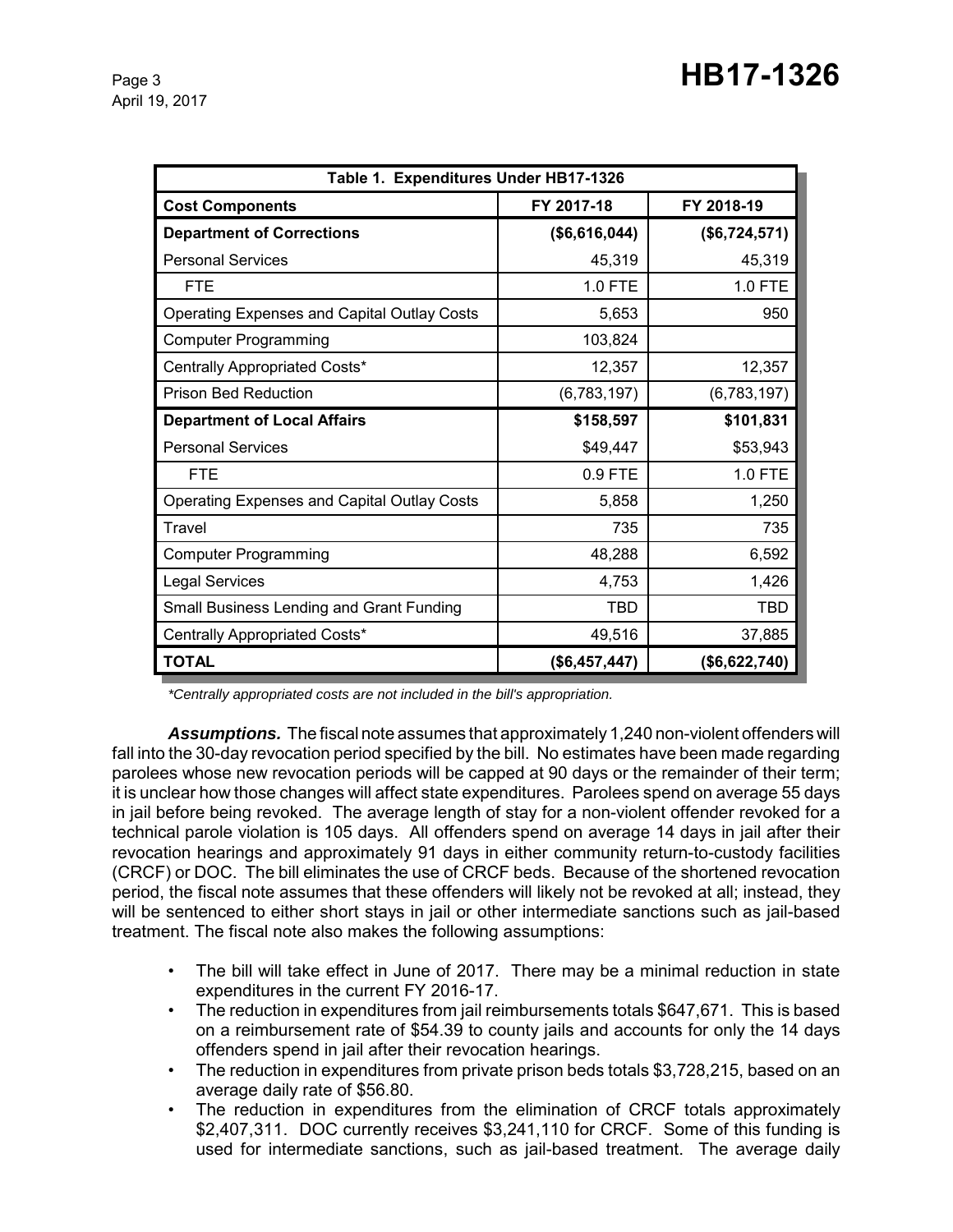| Table 1. Expenditures Under HB17-1326 | | |
|---|---|---|
| **Cost Components** | **FY 2017-18** | **FY 2018-19** |
| **Department of Corrections** | **($6,616,044)** | **($6,724,571)** |
| Personal Services | 45,319 | 45,319 |
| FTE | 1.0 FTE | 1.0 FTE |
| Operating Expenses and Capital Outlay Costs | 5,653 | 950 |
| Computer Programming | 103,824 | |
| Centrally Appropriated Costs* | 12,357 | 12,357 |
| Prison Bed Reduction | (6,783,197) | (6,783,197) |
| **Department of Local Affairs** | **$158,597** | **$101,831** |
| Personal Services | $49,447 | $53,943 |
| FTE | 0.9 FTE | 1.0 FTE |
| Operating Expenses and Capital Outlay Costs | 5,858 | 1,250 |
| Travel | 735 | 735 |
| Computer Programming | 48,288 | 6,592 |
| Legal Services | 4,753 | 1,426 |
| Small Business Lending and Grant Funding | TBD | TBD |
| Centrally Appropriated Costs* | 49,516 | 37,885 |
| **TOTAL** | **($6,457,447)** | **($6,622,740)** |

*\*Centrally appropriated costs are not included in the bill's appropriation.*

***Assumptions.*** The fiscal note assumes that approximately 1,240 non-violent offenders will fall into the 30-day revocation period specified by the bill. No estimates have been made regarding parolees whose new revocation periods will be capped at 90 days or the remainder of their term; it is unclear how those changes will affect state expenditures. Parolees spend on average 55 days in jail before being revoked. The average length of stay for a non-violent offender revoked for a technical parole violation is 105 days. All offenders spend on average 14 days in jail after their revocation hearings and approximately 91 days in either community return-to-custody facilities (CRCF) or DOC. The bill eliminates the use of CRCF beds. Because of the shortened revocation period, the fiscal note assumes that these offenders will likely not be revoked at all; instead, they will be sentenced to either short stays in jail or other intermediate sanctions such as jail-based treatment. The fiscal note also makes the following assumptions:

- The bill will take effect in June of 2017. There may be a minimal reduction in state expenditures in the current FY 2016-17.
- The reduction in expenditures from jail reimbursements totals $647,671. This is based on a reimbursement rate of $54.39 to county jails and accounts for only the 14 days offenders spend in jail after their revocation hearings.
- The reduction in expenditures from private prison beds totals $3,728,215, based on an average daily rate of $56.80.
- The reduction in expenditures from the elimination of CRCF totals approximately $2,407,311. DOC currently receives $3,241,110 for CRCF. Some of this funding is used for intermediate sanctions, such as jail-based treatment. The average daily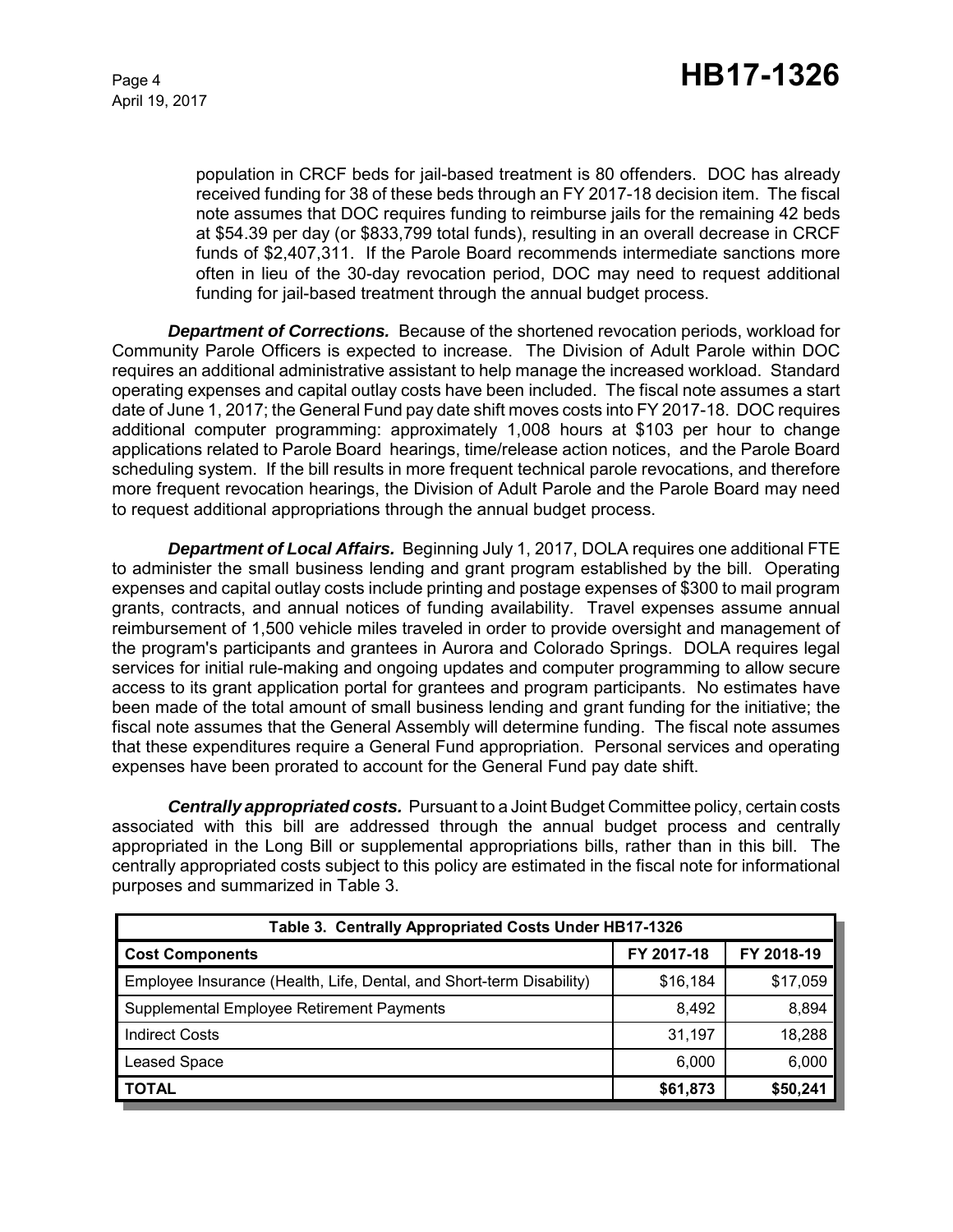population in CRCF beds for jail-based treatment is 80 offenders. DOC has already received funding for 38 of these beds through an FY 2017-18 decision item. The fiscal note assumes that DOC requires funding to reimburse jails for the remaining 42 beds at $54.39 per day (or $833,799 total funds), resulting in an overall decrease in CRCF funds of $2,407,311. If the Parole Board recommends intermediate sanctions more often in lieu of the 30-day revocation period, DOC may need to request additional funding for jail-based treatment through the annual budget process.

***Department of Corrections.*** Because of the shortened revocation periods, workload for Community Parole Officers is expected to increase. The Division of Adult Parole within DOC requires an additional administrative assistant to help manage the increased workload. Standard operating expenses and capital outlay costs have been included. The fiscal note assumes a start date of June 1, 2017; the General Fund pay date shift moves costs into FY 2017-18. DOC requires additional computer programming: approximately 1,008 hours at $103 per hour to change applications related to Parole Board hearings, time/release action notices, and the Parole Board scheduling system. If the bill results in more frequent technical parole revocations, and therefore more frequent revocation hearings, the Division of Adult Parole and the Parole Board may need to request additional appropriations through the annual budget process.

***Department of Local Affairs.*** Beginning July 1, 2017, DOLA requires one additional FTE to administer the small business lending and grant program established by the bill. Operating expenses and capital outlay costs include printing and postage expenses of $300 to mail program grants, contracts, and annual notices of funding availability. Travel expenses assume annual reimbursement of 1,500 vehicle miles traveled in order to provide oversight and management of the program's participants and grantees in Aurora and Colorado Springs. DOLA requires legal services for initial rule-making and ongoing updates and computer programming to allow secure access to its grant application portal for grantees and program participants. No estimates have been made of the total amount of small business lending and grant funding for the initiative; the fiscal note assumes that the General Assembly will determine funding. The fiscal note assumes that these expenditures require a General Fund appropriation. Personal services and operating expenses have been prorated to account for the General Fund pay date shift.

***Centrally appropriated costs.*** Pursuant to a Joint Budget Committee policy, certain costs associated with this bill are addressed through the annual budget process and centrally appropriated in the Long Bill or supplemental appropriations bills, rather than in this bill. The centrally appropriated costs subject to this policy are estimated in the fiscal note for informational purposes and summarized in Table 3.

| Table 3. Centrally Appropriated Costs Under HB17-1326 | | |
|---|---|---|
| **Cost Components** | **FY 2017-18** | **FY 2018-19** |
| Employee Insurance (Health, Life, Dental, and Short-term Disability) | $16,184 | $17,059 |
| Supplemental Employee Retirement Payments | 8,492 | 8,894 |
| Indirect Costs | 31,197 | 18,288 |
| Leased Space | 6,000 | 6,000 |
| **TOTAL** | **$61,873** | **$50,241** |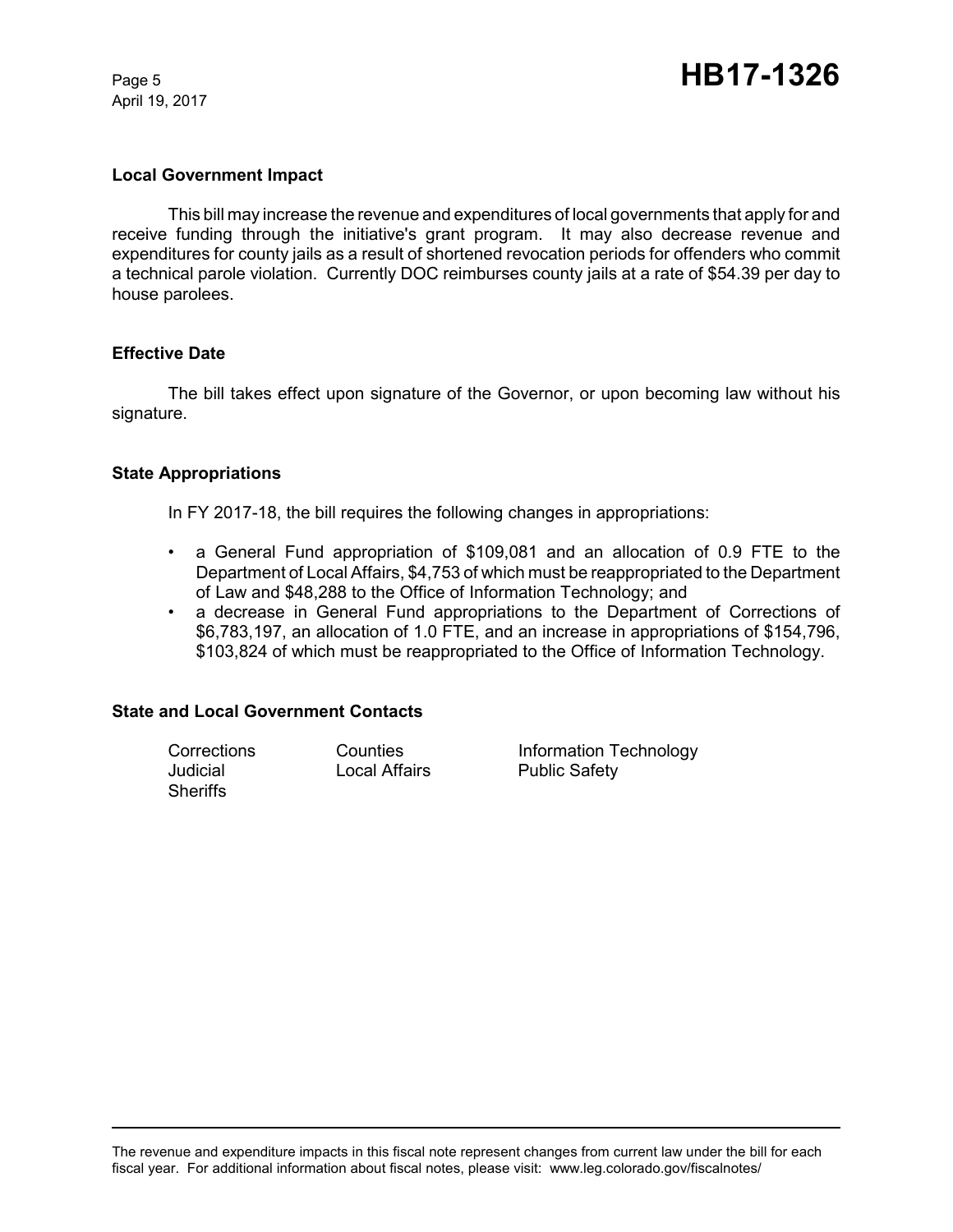### Local Government Impact

This bill may increase the revenue and expenditures of local governments that apply for and receive funding through the initiative's grant program. It may also decrease revenue and expenditures for county jails as a result of shortened revocation periods for offenders who commit a technical parole violation. Currently DOC reimburses county jails at a rate of $54.39 per day to house parolees.

### Effective Date

The bill takes effect upon signature of the Governor, or upon becoming law without his signature.

### State Appropriations

In FY 2017-18, the bill requires the following changes in appropriations:

- a General Fund appropriation of $109,081 and an allocation of 0.9 FTE to the Department of Local Affairs, $4,753 of which must be reappropriated to the Department of Law and $48,288 to the Office of Information Technology; and
- a decrease in General Fund appropriations to the Department of Corrections of $6,783,197, an allocation of 1.0 FTE, and an increase in appropriations of $154,796, $103,824 of which must be reappropriated to the Office of Information Technology.

### State and Local Government Contacts

| | | |
|---|---|---|
| Corrections | Counties | Information Technology |
| Judicial | Local Affairs | Public Safety |
| Sheriffs | | |

The revenue and expenditure impacts in this fiscal note represent changes from current law under the bill for each fiscal year. For additional information about fiscal notes, please visit: www.leg.colorado.gov/fiscalnotes/